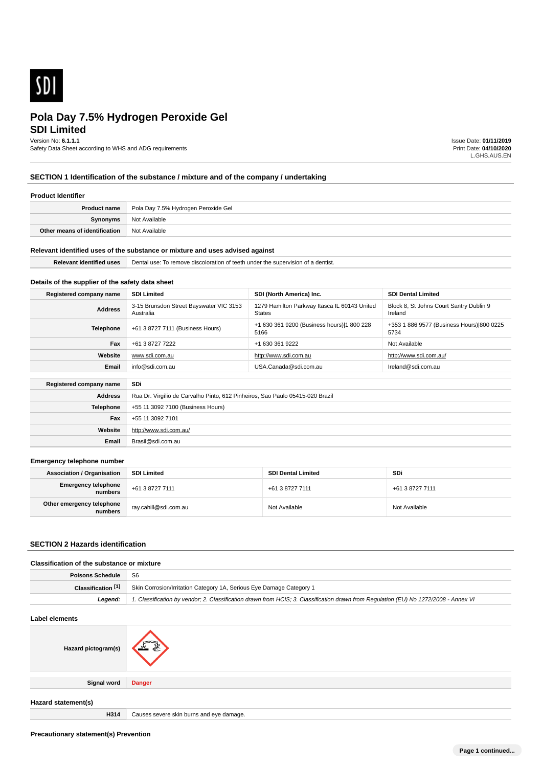# Pola Day 7.5% Hydrogen Peroxide Gel

## SDI Limited

Version No: **6.1.1.1**
Safety Data Sheet according to WHS and ADG requirements

Issue Date: **01/11/2019**
Print Date: **04/10/2020**
L.GHS.AUS.EN

## SECTION 1 Identification of the substance / mixture and of the company / undertaking

### Product Identifier

| | |
|---|---|
| **Product name** | Pola Day 7.5% Hydrogen Peroxide Gel |
| **Synonyms** | Not Available |
| **Other means of identification** | Not Available |

### Relevant identified uses of the substance or mixture and uses advised against

| | |
|---|---|
| **Relevant identified uses** | Dental use: To remove discoloration of teeth under the supervision of a dentist. |

### Details of the supplier of the safety data sheet

| **Registered company name** | **SDI Limited** | **SDI (North America) Inc.** | **SDI Dental Limited** |
|---|---|---|---|
| **Address** | 3-15 Brunsdon Street Bayswater VIC 3153 Australia | 1279 Hamilton Parkway Itasca IL 60143 United States | Block 8, St Johns Court Santry Dublin 9 Ireland |
| **Telephone** | +61 3 8727 7111 (Business Hours) | +1 630 361 9200 (Business hours)\|1 800 228 5166 | +353 1 886 9577 (Business Hours)\|800 0225 5734 |
| **Fax** | +61 3 8727 7222 | +1 630 361 9222 | Not Available |
| **Website** | www.sdi.com.au | http://www.sdi.com.au | http://www.sdi.com.au/ |
| **Email** | info@sdi.com.au | USA.Canada@sdi.com.au | Ireland@sdi.com.au |

| **Registered company name** | **SDi** |
|---|---|
| **Address** | Rua Dr. Virgílio de Carvalho Pinto, 612 Pinheiros, Sao Paulo 05415-020 Brazil |
| **Telephone** | +55 11 3092 7100 (Business Hours) |
| **Fax** | +55 11 3092 7101 |
| **Website** | http://www.sdi.com.au/ |
| **Email** | Brasil@sdi.com.au |

### Emergency telephone number

| **Association / Organisation** | **SDI Limited** | **SDI Dental Limited** | **SDi** |
|---|---|---|---|
| **Emergency telephone numbers** | +61 3 8727 7111 | +61 3 8727 7111 | +61 3 8727 7111 |
| **Other emergency telephone numbers** | ray.cahill@sdi.com.au | Not Available | Not Available |

## SECTION 2 Hazards identification

### Classification of the substance or mixture

| | |
|---|---|
| **Poisons Schedule** | S6 |
| **Classification [1]** | Skin Corrosion/Irritation Category 1A, Serious Eye Damage Category 1 |
| ***Legend:*** | *1. Classification by vendor; 2. Classification drawn from HCIS; 3. Classification drawn from Regulation (EU) No 1272/2008 - Annex VI* |

### Label elements

| | |
|---|---|
| **Hazard pictogram(s)** | |
| **Signal word** | **Danger** |

### Hazard statement(s)

| | |
|---|---|
| **H314** | Causes severe skin burns and eye damage. |

### Precautionary statement(s) Prevention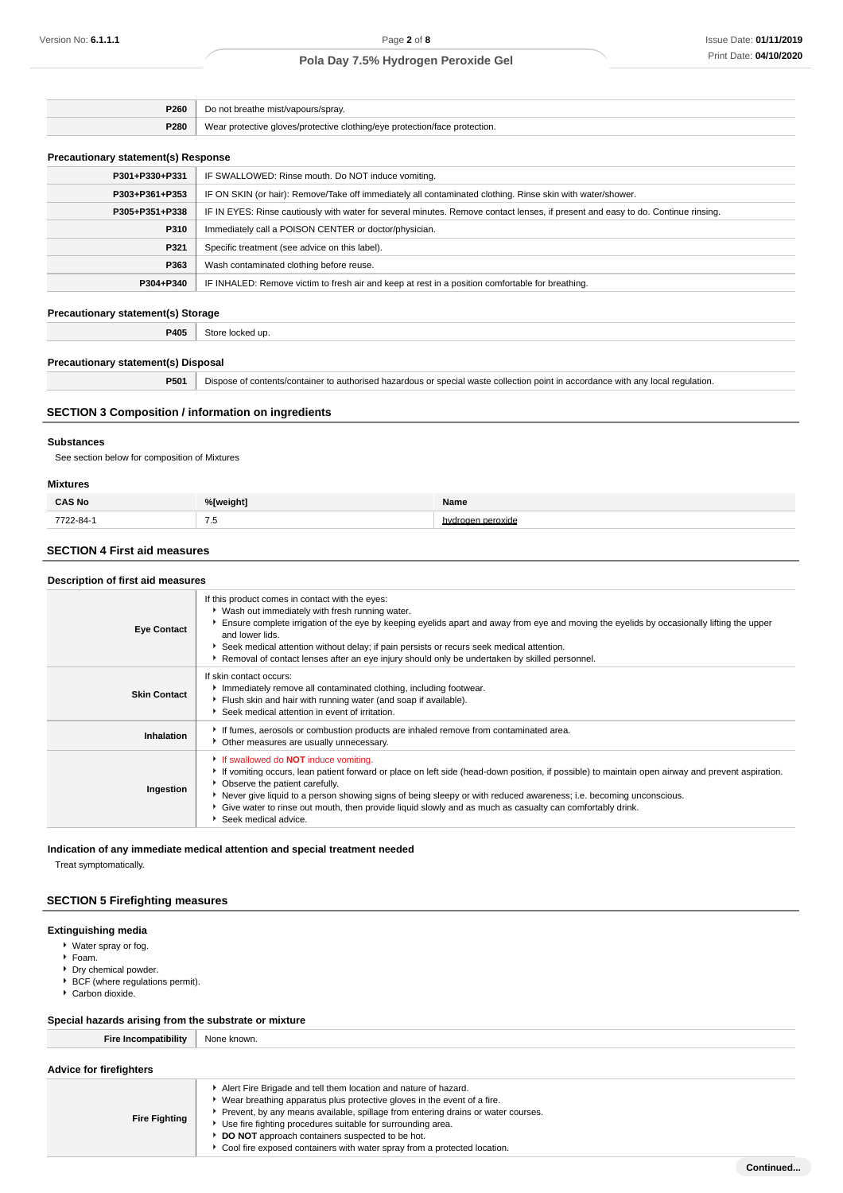| | |
|---|---|
| **P260** | Do not breathe mist/vapours/spray. |
| **P280** | Wear protective gloves/protective clothing/eye protection/face protection. |

### Precautionary statement(s) Response

| | |
|---|---|
| **P301+P330+P331** | IF SWALLOWED: Rinse mouth. Do NOT induce vomiting. |
| **P303+P361+P353** | IF ON SKIN (or hair): Remove/Take off immediately all contaminated clothing. Rinse skin with water/shower. |
| **P305+P351+P338** | IF IN EYES: Rinse cautiously with water for several minutes. Remove contact lenses, if present and easy to do. Continue rinsing. |
| **P310** | Immediately call a POISON CENTER or doctor/physician. |
| **P321** | Specific treatment (see advice on this label). |
| **P363** | Wash contaminated clothing before reuse. |
| **P304+P340** | IF INHALED: Remove victim to fresh air and keep at rest in a position comfortable for breathing. |

### Precautionary statement(s) Storage

| | |
|---|---|
| **P405** | Store locked up. |

### Precautionary statement(s) Disposal

| | |
|---|---|
| **P501** | Dispose of contents/container to authorised hazardous or special waste collection point in accordance with any local regulation. |

## SECTION 3 Composition / information on ingredients

### Substances

See section below for composition of Mixtures

### Mixtures

| CAS No | %[weight] | Name |
|---|---|---|
| 7722-84-1 | 7.5 | hydrogen peroxide |

## SECTION 4 First aid measures

### Description of first aid measures

| | |
|---|---|
| **Eye Contact** | If this product comes in contact with the eyes:<br>- Wash out immediately with fresh running water.<br>- Ensure complete irrigation of the eye by keeping eyelids apart and away from eye and moving the eyelids by occasionally lifting the upper and lower lids.<br>- Seek medical attention without delay; if pain persists or recurs seek medical attention.<br>- Removal of contact lenses after an eye injury should only be undertaken by skilled personnel. |
| **Skin Contact** | If skin contact occurs:<br>- Immediately remove all contaminated clothing, including footwear.<br>- Flush skin and hair with running water (and soap if available).<br>- Seek medical attention in event of irritation. |
| **Inhalation** | - If fumes, aerosols or combustion products are inhaled remove from contaminated area.<br>- Other measures are usually unnecessary. |
| **Ingestion** | - If swallowed do **NOT** induce vomiting.<br>- If vomiting occurs, lean patient forward or place on left side (head-down position, if possible) to maintain open airway and prevent aspiration.<br>- Observe the patient carefully.<br>- Never give liquid to a person showing signs of being sleepy or with reduced awareness; i.e. becoming unconscious.<br>- Give water to rinse out mouth, then provide liquid slowly and as much as casualty can comfortably drink.<br>- Seek medical advice. |

### Indication of any immediate medical attention and special treatment needed

Treat symptomatically.

## SECTION 5 Firefighting measures

### Extinguishing media

- Water spray or fog.
- Foam.
- Dry chemical powder.
- BCF (where regulations permit).
- Carbon dioxide.

### Special hazards arising from the substrate or mixture

| | |
|---|---|
| **Fire Incompatibility** | None known. |

### Advice for firefighters

| | |
|---|---|
| **Fire Fighting** | - Alert Fire Brigade and tell them location and nature of hazard.<br>- Wear breathing apparatus plus protective gloves in the event of a fire.<br>- Prevent, by any means available, spillage from entering drains or water courses.<br>- Use fire fighting procedures suitable for surrounding area.<br>- **DO NOT** approach containers suspected to be hot.<br>- Cool fire exposed containers with water spray from a protected location. |

**Continued...**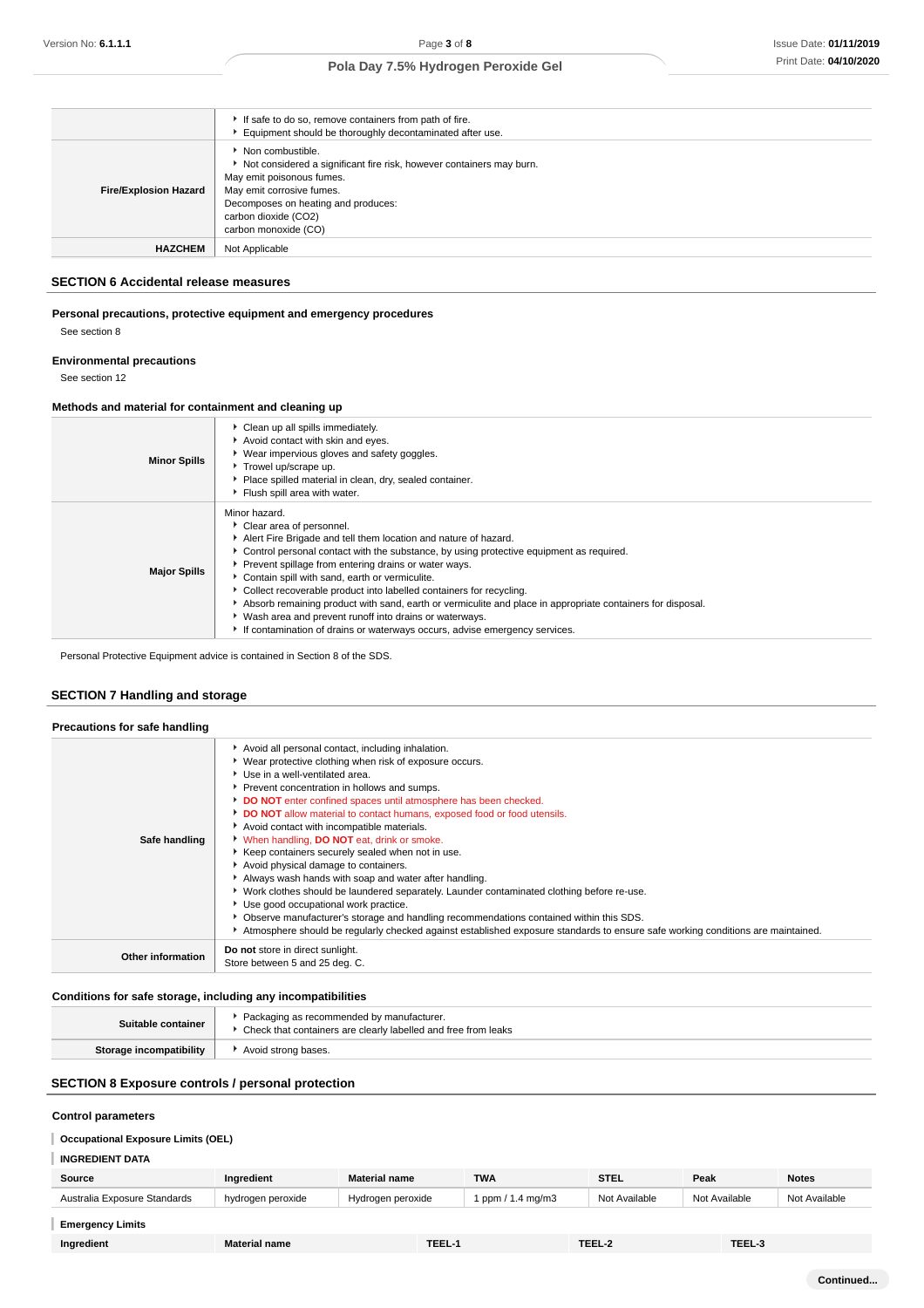| | |
|---|---|
| | ‣ If safe to do so, remove containers from path of fire.<br>‣ Equipment should be thoroughly decontaminated after use. |
| **Fire/Explosion Hazard** | ‣ Non combustible.<br>‣ Not considered a significant fire risk, however containers may burn.<br>May emit poisonous fumes.<br>May emit corrosive fumes.<br>Decomposes on heating and produces:<br>carbon dioxide ($CO_2$)<br>carbon monoxide (CO) |
| **HAZCHEM** | Not Applicable |

## SECTION 6 Accidental release measures

### Personal precautions, protective equipment and emergency procedures

See section 8

### Environmental precautions

See section 12

### Methods and material for containment and cleaning up

| | |
|---|---|
| **Minor Spills** | ‣ Clean up all spills immediately.<br>‣ Avoid contact with skin and eyes.<br>‣ Wear impervious gloves and safety goggles.<br>‣ Trowel up/scrape up.<br>‣ Place spilled material in clean, dry, sealed container.<br>‣ Flush spill area with water. |
| **Major Spills** | Minor hazard.<br>‣ Clear area of personnel.<br>‣ Alert Fire Brigade and tell them location and nature of hazard.<br>‣ Control personal contact with the substance, by using protective equipment as required.<br>‣ Prevent spillage from entering drains or water ways.<br>‣ Contain spill with sand, earth or vermiculite.<br>‣ Collect recoverable product into labelled containers for recycling.<br>‣ Absorb remaining product with sand, earth or vermiculite and place in appropriate containers for disposal.<br>‣ Wash area and prevent runoff into drains or waterways.<br>‣ If contamination of drains or waterways occurs, advise emergency services. |

Personal Protective Equipment advice is contained in Section 8 of the SDS.

## SECTION 7 Handling and storage

### Precautions for safe handling

| | |
|---|---|
| **Safe handling** | ‣ Avoid all personal contact, including inhalation.<br>‣ Wear protective clothing when risk of exposure occurs.<br>‣ Use in a well-ventilated area.<br>‣ Prevent concentration in hollows and sumps.<br>‣ **DO NOT** enter confined spaces until atmosphere has been checked.<br>‣ **DO NOT** allow material to contact humans, exposed food or food utensils.<br>‣ Avoid contact with incompatible materials.<br>‣ When handling, **DO NOT** eat, drink or smoke.<br>‣ Keep containers securely sealed when not in use.<br>‣ Avoid physical damage to containers.<br>‣ Always wash hands with soap and water after handling.<br>‣ Work clothes should be laundered separately. Launder contaminated clothing before re-use.<br>‣ Use good occupational work practice.<br>‣ Observe manufacturer's storage and handling recommendations contained within this SDS.<br>‣ Atmosphere should be regularly checked against established exposure standards to ensure safe working conditions are maintained. |
| **Other information** | **Do not** store in direct sunlight.<br>Store between 5 and 25 deg. C. |

### Conditions for safe storage, including any incompatibilities

| | |
|---|---|
| **Suitable container** | ‣ Packaging as recommended by manufacturer.<br>‣ Check that containers are clearly labelled and free from leaks |
| **Storage incompatibility** | ‣ Avoid strong bases. |

## SECTION 8 Exposure controls / personal protection

### Control parameters

**Occupational Exposure Limits (OEL)**

**INGREDIENT DATA**

| Source | Ingredient | Material name | TWA | STEL | Peak | Notes |
|---|---|---|---|---|---|---|
| Australia Exposure Standards | hydrogen peroxide | Hydrogen peroxide | 1 ppm / 1.4 mg/m3 | Not Available | Not Available | Not Available |

**Emergency Limits**

| Ingredient | Material name | TEEL-1 | TEEL-2 | TEEL-3 |
|---|---|---|---|---|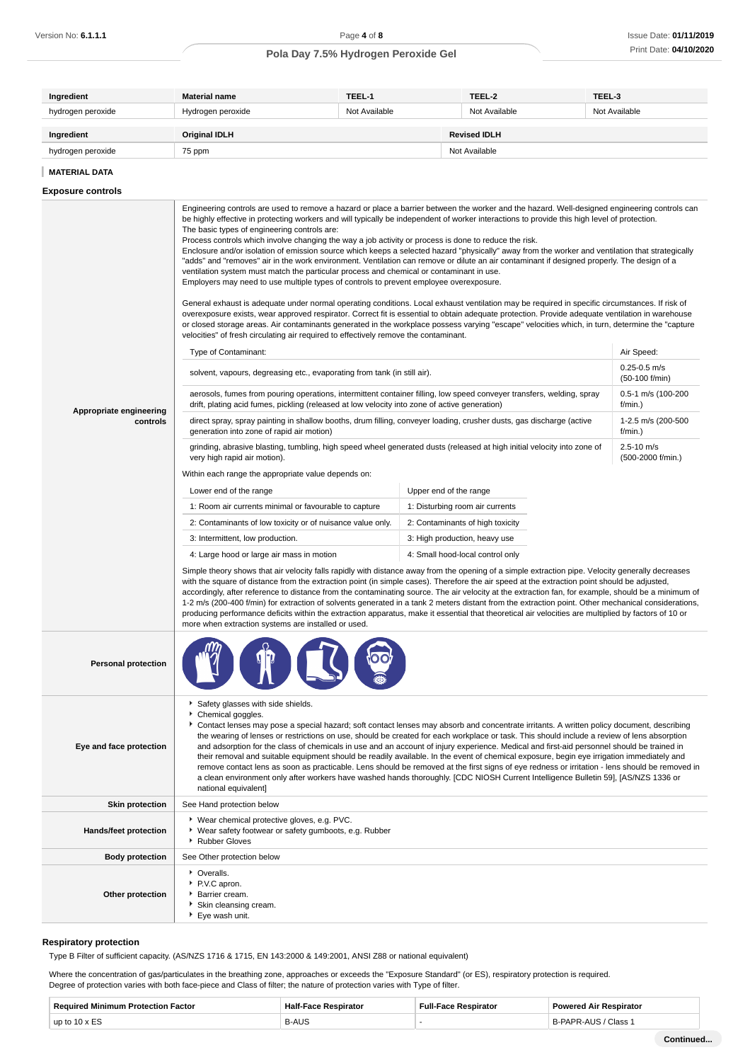| Ingredient | Material name | TEEL-1 | TEEL-2 | TEEL-3 |
|---|---|---|---|---|
| hydrogen peroxide | Hydrogen peroxide | Not Available | Not Available | Not Available |

| Ingredient | Original IDLH | Revised IDLH |
|---|---|---|
| hydrogen peroxide | 75 ppm | Not Available |

## MATERIAL DATA

### Exposure controls

**Appropriate engineering controls**

Engineering controls are used to remove a hazard or place a barrier between the worker and the hazard. Well-designed engineering controls can be highly effective in protecting workers and will typically be independent of worker interactions to provide this high level of protection.
The basic types of engineering controls are:
Process controls which involve changing the way a job activity or process is done to reduce the risk.
Enclosure and/or isolation of emission source which keeps a selected hazard "physically" away from the worker and ventilation that strategically "adds" and "removes" air in the work environment. Ventilation can remove or dilute an air contaminant if designed properly. The design of a ventilation system must match the particular process and chemical or contaminant in use.
Employers may need to use multiple types of controls to prevent employee overexposure.

General exhaust is adequate under normal operating conditions. Local exhaust ventilation may be required in specific circumstances. If risk of overexposure exists, wear approved respirator. Correct fit is essential to obtain adequate protection. Provide adequate ventilation in warehouse or closed storage areas. Air contaminants generated in the workplace possess varying "escape" velocities which, in turn, determine the "capture velocities" of fresh circulating air required to effectively remove the contaminant.

| Type of Contaminant: | Air Speed: |
|---|---|
| solvent, vapours, degreasing etc., evaporating from tank (in still air). | 0.25-0.5 m/s (50-100 f/min) |
| aerosols, fumes from pouring operations, intermittent container filling, low speed conveyer transfers, welding, spray drift, plating acid fumes, pickling (released at low velocity into zone of active generation) | 0.5-1 m/s (100-200 f/min.) |
| direct spray, spray painting in shallow booths, drum filling, conveyer loading, crusher dusts, gas discharge (active generation into zone of rapid air motion) | 1-2.5 m/s (200-500 f/min.) |
| grinding, abrasive blasting, tumbling, high speed wheel generated dusts (released at high initial velocity into zone of very high rapid air motion). | 2.5-10 m/s (500-2000 f/min.) |

Within each range the appropriate value depends on:

| Lower end of the range | Upper end of the range |
|---|---|
| 1: Room air currents minimal or favourable to capture | 1: Disturbing room air currents |
| 2: Contaminants of low toxicity or of nuisance value only. | 2: Contaminants of high toxicity |
| 3: Intermittent, low production. | 3: High production, heavy use |
| 4: Large hood or large air mass in motion | 4: Small hood-local control only |

Simple theory shows that air velocity falls rapidly with distance away from the opening of a simple extraction pipe. Velocity generally decreases with the square of distance from the extraction point (in simple cases). Therefore the air speed at the extraction point should be adjusted, accordingly, after reference to distance from the contaminating source. The air velocity at the extraction fan, for example, should be a minimum of 1-2 m/s (200-400 f/min) for extraction of solvents generated in a tank 2 meters distant from the extraction point. Other mechanical considerations, producing performance deficits within the extraction apparatus, make it essential that theoretical air velocities are multiplied by factors of 10 or more when extraction systems are installed or used.

**Personal protection**

**Eye and face protection**

- Safety glasses with side shields.
- Chemical goggles.
- Contact lenses may pose a special hazard; soft contact lenses may absorb and concentrate irritants. A written policy document, describing the wearing of lenses or restrictions on use, should be created for each workplace or task. This should include a review of lens absorption and adsorption for the class of chemicals in use and an account of injury experience. Medical and first-aid personnel should be trained in their removal and suitable equipment should be readily available. In the event of chemical exposure, begin eye irrigation immediately and remove contact lens as soon as practicable. Lens should be removed at the first signs of eye redness or irritation - lens should be removed in a clean environment only after workers have washed hands thoroughly. [CDC NIOSH Current Intelligence Bulletin 59], [AS/NZS 1336 or national equivalent]

**Skin protection**

See Hand protection below

**Hands/feet protection**

- Wear chemical protective gloves, e.g. PVC.
- Wear safety footwear or safety gumboots, e.g. Rubber
- Rubber Gloves

**Body protection**

See Other protection below

**Other protection**

- Overalls.
- P.V.C apron.
- Barrier cream.
- Skin cleansing cream.
- Eye wash unit.

### Respiratory protection

Type B Filter of sufficient capacity. (AS/NZS 1716 & 1715, EN 143:2000 & 149:2001, ANSI Z88 or national equivalent)

Where the concentration of gas/particulates in the breathing zone, approaches or exceeds the "Exposure Standard" (or ES), respiratory protection is required.
Degree of protection varies with both face-piece and Class of filter; the nature of protection varies with Type of filter.

| Required Minimum Protection Factor | Half-Face Respirator | Full-Face Respirator | Powered Air Respirator |
|---|---|---|---|
| up to 10 x ES | B-AUS | - | B-PAPR-AUS / Class 1 |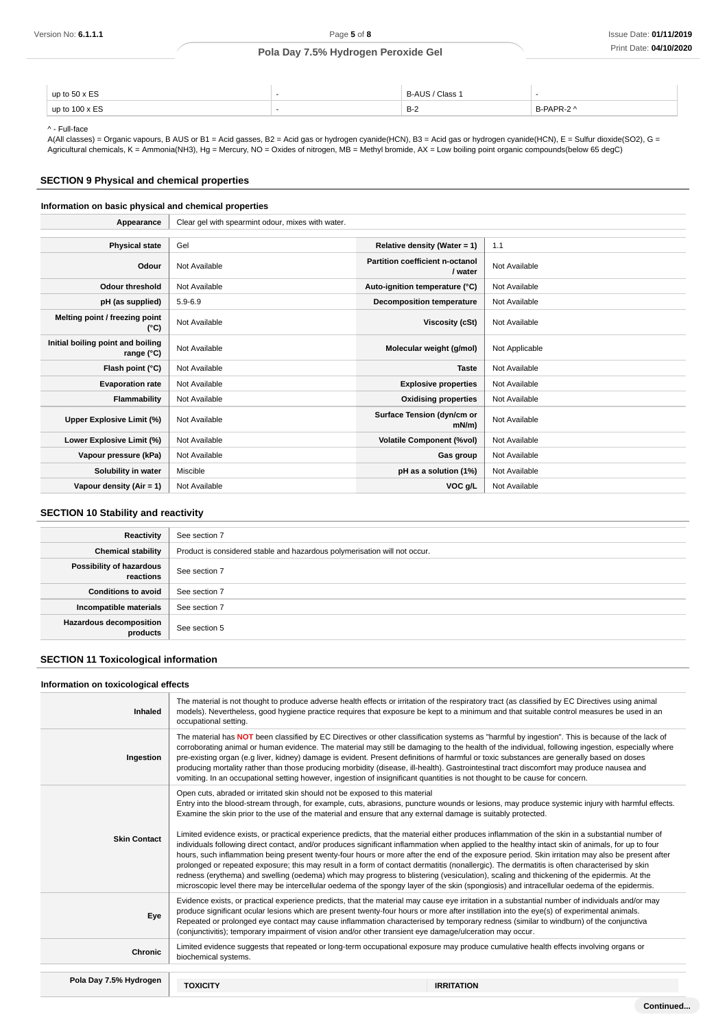| up to 50 x ES | - | B-AUS / Class 1 | - |
|---|---|---|---|
| up to 100 x ES | - | B-2 | B-PAPR-2 ^ |

^ - Full-face

A(All classes) = Organic vapours, B AUS or B1 = Acid gasses, B2 = Acid gas or hydrogen cyanide(HCN), B3 = Acid gas or hydrogen cyanide(HCN), E = Sulfur dioxide(SO2), G = Agricultural chemicals, K = Ammonia(NH3), Hg = Mercury, NO = Oxides of nitrogen, MB = Methyl bromide, AX = Low boiling point organic compounds(below 65 degC)

## SECTION 9 Physical and chemical properties

### Information on basic physical and chemical properties

| Appearance | Clear gel with spearmint odour, mixes with water. | | |
|---|---|---|---|
| **Physical state** | Gel | **Relative density (Water = 1)** | 1.1 |
| **Odour** | Not Available | **Partition coefficient n-octanol / water** | Not Available |
| **Odour threshold** | Not Available | **Auto-ignition temperature (°C)** | Not Available |
| **pH (as supplied)** | 5.9-6.9 | **Decomposition temperature** | Not Available |
| **Melting point / freezing point (°C)** | Not Available | **Viscosity (cSt)** | Not Available |
| **Initial boiling point and boiling range (°C)** | Not Available | **Molecular weight (g/mol)** | Not Applicable |
| **Flash point (°C)** | Not Available | **Taste** | Not Available |
| **Evaporation rate** | Not Available | **Explosive properties** | Not Available |
| **Flammability** | Not Available | **Oxidising properties** | Not Available |
| **Upper Explosive Limit (%)** | Not Available | **Surface Tension (dyn/cm or mN/m)** | Not Available |
| **Lower Explosive Limit (%)** | Not Available | **Volatile Component (%vol)** | Not Available |
| **Vapour pressure (kPa)** | Not Available | **Gas group** | Not Available |
| **Solubility in water** | Miscible | **pH as a solution (1%)** | Not Available |
| **Vapour density (Air = 1)** | Not Available | **VOC g/L** | Not Available |

## SECTION 10 Stability and reactivity

| Reactivity | See section 7 |
|---|---|
| **Chemical stability** | Product is considered stable and hazardous polymerisation will not occur. |
| **Possibility of hazardous reactions** | See section 7 |
| **Conditions to avoid** | See section 7 |
| **Incompatible materials** | See section 7 |
| **Hazardous decomposition products** | See section 5 |

## SECTION 11 Toxicological information

### Information on toxicological effects

| Inhaled | The material is not thought to produce adverse health effects or irritation of the respiratory tract (as classified by EC Directives using animal models). Nevertheless, good hygiene practice requires that exposure be kept to a minimum and that suitable control measures be used in an occupational setting. |
|---|---|
| **Ingestion** | The material has **NOT** been classified by EC Directives or other classification systems as "harmful by ingestion". This is because of the lack of corroborating animal or human evidence. The material may still be damaging to the health of the individual, following ingestion, especially where pre-existing organ (e.g liver, kidney) damage is evident. Present definitions of harmful or toxic substances are generally based on doses producing mortality rather than those producing morbidity (disease, ill-health). Gastrointestinal tract discomfort may produce nausea and vomiting. In an occupational setting however, ingestion of insignificant quantities is not thought to be cause for concern. |
| **Skin Contact** | Open cuts, abraded or irritated skin should not be exposed to this material<br>Entry into the blood-stream through, for example, cuts, abrasions, puncture wounds or lesions, may produce systemic injury with harmful effects. Examine the skin prior to the use of the material and ensure that any external damage is suitably protected.<br><br>Limited evidence exists, or practical experience predicts, that the material either produces inflammation of the skin in a substantial number of individuals following direct contact, and/or produces significant inflammation when applied to the healthy intact skin of animals, for up to four hours, such inflammation being present twenty-four hours or more after the end of the exposure period. Skin irritation may also be present after prolonged or repeated exposure; this may result in a form of contact dermatitis (nonallergic). The dermatitis is often characterised by skin redness (erythema) and swelling (oedema) which may progress to blistering (vesiculation), scaling and thickening of the epidermis. At the microscopic level there may be intercellular oedema of the spongy layer of the skin (spongiosis) and intracellular oedema of the epidermis. |
| **Eye** | Evidence exists, or practical experience predicts, that the material may cause eye irritation in a substantial number of individuals and/or may produce significant ocular lesions which are present twenty-four hours or more after instillation into the eye(s) of experimental animals.<br>Repeated or prolonged eye contact may cause inflammation characterised by temporary redness (similar to windburn) of the conjunctiva (conjunctivitis); temporary impairment of vision and/or other transient eye damage/ulceration may occur. |
| **Chronic** | Limited evidence suggests that repeated or long-term occupational exposure may produce cumulative health effects involving organs or biochemical systems. |

| Pola Day 7.5% Hydrogen | TOXICITY | IRRITATION |
|---|---|---|

Continued...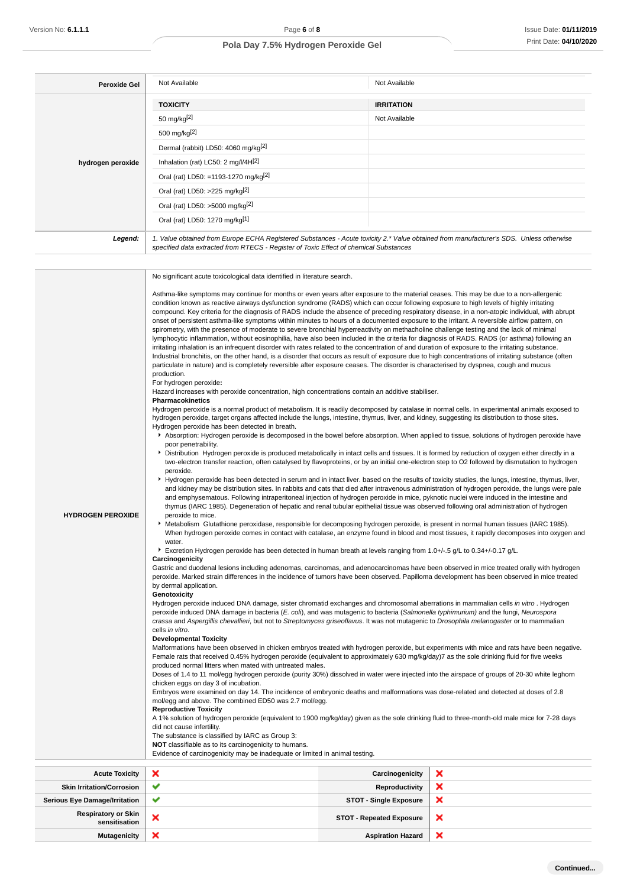| | TOXICITY | IRRITATION |
|---|---|---|
| **Peroxide Gel** | Not Available | Not Available |
| **hydrogen peroxide** | **TOXICITY** | **IRRITATION** |
| | 50 mg/kg[2] | Not Available |
| | 500 mg/kg[2] | |
| | Dermal (rabbit) LD50: 4060 mg/kg[2] | |
| | Inhalation (rat) LC50: 2 mg/l/4H[2] | |
| | Oral (rat) LD50: =1193-1270 mg/kg[2] | |
| | Oral (rat) LD50: >225 mg/kg[2] | |
| | Oral (rat) LD50: >5000 mg/kg[2] | |
| | Oral (rat) LD50: 1270 mg/kg[1] | |
| ***Legend:*** | *1. Value obtained from Europe ECHA Registered Substances - Acute toxicity 2.* Value obtained from manufacturer's SDS. Unless otherwise specified data extracted from RTECS - Register of Toxic Effect of chemical Substances* | |

**HYDROGEN PEROXIDE**

No significant acute toxicological data identified in literature search.

Asthma-like symptoms may continue for months or even years after exposure to the material ceases. This may be due to a non-allergenic condition known as reactive airways dysfunction syndrome (RADS) which can occur following exposure to high levels of highly irritating compound. Key criteria for the diagnosis of RADS include the absence of preceding respiratory disease, in a non-atopic individual, with abrupt onset of persistent asthma-like symptoms within minutes to hours of a documented exposure to the irritant. A reversible airflow pattern, on spirometry, with the presence of moderate to severe bronchial hyperreactivity on methacholine challenge testing and the lack of minimal lymphocytic inflammation, without eosinophilia, have also been included in the criteria for diagnosis of RADS. RADS (or asthma) following an irritating inhalation is an infrequent disorder with rates related to the concentration of and duration of exposure to the irritating substance. Industrial bronchitis, on the other hand, is a disorder that occurs as result of exposure due to high concentrations of irritating substance (often particulate in nature) and is completely reversible after exposure ceases. The disorder is characterised by dyspnea, cough and mucus production.

For hydrogen peroxide**:**

Hazard increases with peroxide concentration, high concentrations contain an additive stabiliser.

**Pharmacokinetics**

Hydrogen peroxide is a normal product of metabolism. It is readily decomposed by catalase in normal cells. In experimental animals exposed to hydrogen peroxide, target organs affected include the lungs, intestine, thymus, liver, and kidney, suggesting its distribution to those sites.

Hydrogen peroxide has been detected in breath.

- Absorption: Hydrogen peroxide is decomposed in the bowel before absorption. When applied to tissue, solutions of hydrogen peroxide have poor penetrability.
- Distribution Hydrogen peroxide is produced metabolically in intact cells and tissues. It is formed by reduction of oxygen either directly in a two-electron transfer reaction, often catalysed by flavoproteins, or by an initial one-electron step to O2 followed by dismutation to hydrogen peroxide.
- Hydrogen peroxide has been detected in serum and in intact liver. based on the results of toxicity studies, the lungs, intestine, thymus, liver, and kidney may be distribution sites. In rabbits and cats that died after intravenous administration of hydrogen peroxide, the lungs were pale and emphysematous. Following intraperitoneal injection of hydrogen peroxide in mice, pyknotic nuclei were induced in the intestine and thymus (IARC 1985). Degeneration of hepatic and renal tubular epithelial tissue was observed following oral administration of hydrogen peroxide to mice.
- Metabolism Glutathione peroxidase, responsible for decomposing hydrogen peroxide, is present in normal human tissues (IARC 1985). When hydrogen peroxide comes in contact with catalase, an enzyme found in blood and most tissues, it rapidly decomposes into oxygen and water.
- Excretion Hydrogen peroxide has been detected in human breath at levels ranging from 1.0+/-.5 g/L to 0.34+/-0.17 g/L.

**Carcinogenicity**

Gastric and duodenal lesions including adenomas, carcinomas, and adenocarcinomas have been observed in mice treated orally with hydrogen peroxide. Marked strain differences in the incidence of tumors have been observed. Papilloma development has been observed in mice treated by dermal application.

**Genotoxicity**

Hydrogen peroxide induced DNA damage, sister chromatid exchanges and chromosomal aberrations in mammalian cells *in vitro* . Hydrogen peroxide induced DNA damage in bacteria (*E. coli*), and was mutagenic to bacteria (*Salmonella typhimurium)* and the fungi, *Neurospora crassa* and *Aspergillis chevallieri*, but not to *Streptomyces griseoflavus*. It was not mutagenic to *Drosophila melanogaster* or to mammalian cells *in vitro*.

**Developmental Toxicity**

Malformations have been observed in chicken embryos treated with hydrogen peroxide, but experiments with mice and rats have been negative. Female rats that received 0.45% hydrogen peroxide (equivalent to approximately 630 mg/kg/day)7 as the sole drinking fluid for five weeks produced normal litters when mated with untreated males.

Doses of 1.4 to 11 mol/egg hydrogen peroxide (purity 30%) dissolved in water were injected into the airspace of groups of 20-30 white leghorn chicken eggs on day 3 of incubation.

Embryos were examined on day 14. The incidence of embryonic deaths and malformations was dose-related and detected at doses of 2.8 mol/egg and above. The combined ED50 was 2.7 mol/egg.

**Reproductive Toxicity**

A 1% solution of hydrogen peroxide (equivalent to 1900 mg/kg/day) given as the sole drinking fluid to three-month-old male mice for 7-28 days did not cause infertility.

The substance is classified by IARC as Group 3:

**NOT** classifiable as to its carcinogenicity to humans.

Evidence of carcinogenicity may be inadequate or limited in animal testing.

| | | | |
|---|---|---|---|
| **Acute Toxicity** | ✘ | **Carcinogenicity** | ✘ |
| **Skin Irritation/Corrosion** | ✔ | **Reproductivity** | ✘ |
| **Serious Eye Damage/Irritation** | ✔ | **STOT - Single Exposure** | ✘ |
| **Respiratory or Skin sensitisation** | ✘ | **STOT - Repeated Exposure** | ✘ |
| **Mutagenicity** | ✘ | **Aspiration Hazard** | ✘ |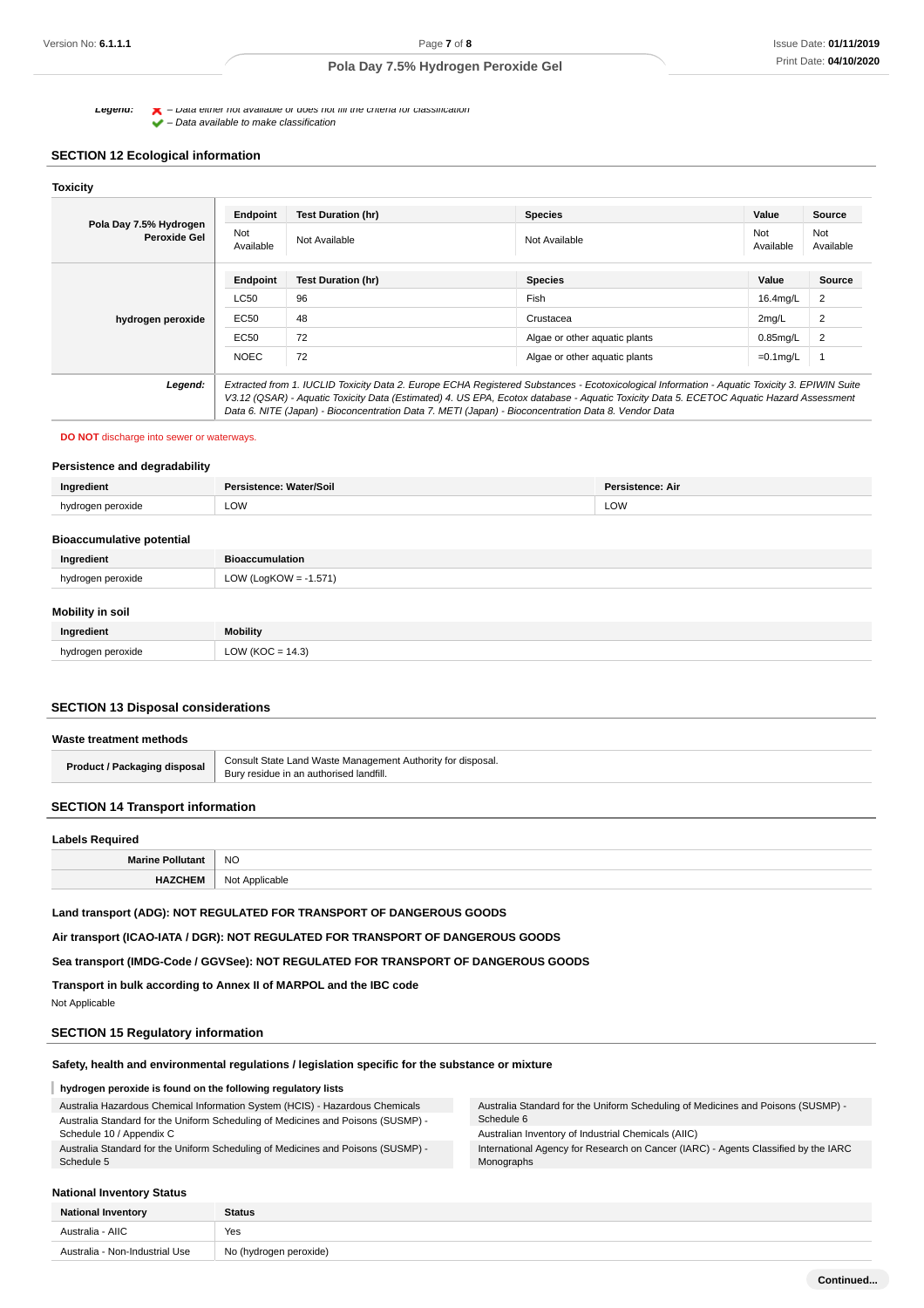**Legend:** ✗ – Data either not available or does not fill the criteria for classification
✔ – Data available to make classification

## SECTION 12 Ecological information

### Toxicity

| | Endpoint | Test Duration (hr) | Species | Value | Source |
|---|---|---|---|---|---|
| **Pola Day 7.5% Hydrogen Peroxide Gel** | Not Available | Not Available | Not Available | Not Available | Not Available |
| **hydrogen peroxide** | **Endpoint** | **Test Duration (hr)** | **Species** | **Value** | **Source** |
| | LC50 | 96 | Fish | 16.4mg/L | 2 |
| | EC50 | 48 | Crustacea | 2mg/L | 2 |
| | EC50 | 72 | Algae or other aquatic plants | 0.85mg/L | 2 |
| | NOEC | 72 | Algae or other aquatic plants | =0.1mg/L | 1 |
| ***Legend:*** | *Extracted from 1. IUCLID Toxicity Data 2. Europe ECHA Registered Substances - Ecotoxicological Information - Aquatic Toxicity 3. EPIWIN Suite V3.12 (QSAR) - Aquatic Toxicity Data (Estimated) 4. US EPA, Ecotox database - Aquatic Toxicity Data 5. ECETOC Aquatic Hazard Assessment Data 6. NITE (Japan) - Bioconcentration Data 7. METI (Japan) - Bioconcentration Data 8. Vendor Data* | | | | |

**DO NOT** discharge into sewer or waterways.

### Persistence and degradability

| Ingredient | Persistence: Water/Soil | Persistence: Air |
|---|---|---|
| hydrogen peroxide | LOW | LOW |

### Bioaccumulative potential

| Ingredient | Bioaccumulation |
|---|---|
| hydrogen peroxide | LOW (LogKOW = -1.571) |

### Mobility in soil

| Ingredient | Mobility |
|---|---|
| hydrogen peroxide | LOW (KOC = 14.3) |

## SECTION 13 Disposal considerations

### Waste treatment methods

| | |
|---|---|
| **Product / Packaging disposal** | Consult State Land Waste Management Authority for disposal. Bury residue in an authorised landfill. |

## SECTION 14 Transport information

### Labels Required

| | |
|---|---|
| **Marine Pollutant** | NO |
| **HAZCHEM** | Not Applicable |

**Land transport (ADG): NOT REGULATED FOR TRANSPORT OF DANGEROUS GOODS**

**Air transport (ICAO-IATA / DGR): NOT REGULATED FOR TRANSPORT OF DANGEROUS GOODS**

**Sea transport (IMDG-Code / GGVSee): NOT REGULATED FOR TRANSPORT OF DANGEROUS GOODS**

**Transport in bulk according to Annex II of MARPOL and the IBC code**

Not Applicable

## SECTION 15 Regulatory information

### Safety, health and environmental regulations / legislation specific for the substance or mixture

**hydrogen peroxide is found on the following regulatory lists**

- Australia Hazardous Chemical Information System (HCIS) - Hazardous Chemicals
- Australia Standard for the Uniform Scheduling of Medicines and Poisons (SUSMP) - Schedule 10 / Appendix C
- Australia Standard for the Uniform Scheduling of Medicines and Poisons (SUSMP) - Schedule 5
- Australia Standard for the Uniform Scheduling of Medicines and Poisons (SUSMP) - Schedule 6
- Australian Inventory of Industrial Chemicals (AIIC)
- International Agency for Research on Cancer (IARC) - Agents Classified by the IARC Monographs

### National Inventory Status

| National Inventory | Status |
|---|---|
| Australia - AIIC | Yes |
| Australia - Non-Industrial Use | No (hydrogen peroxide) |

Continued...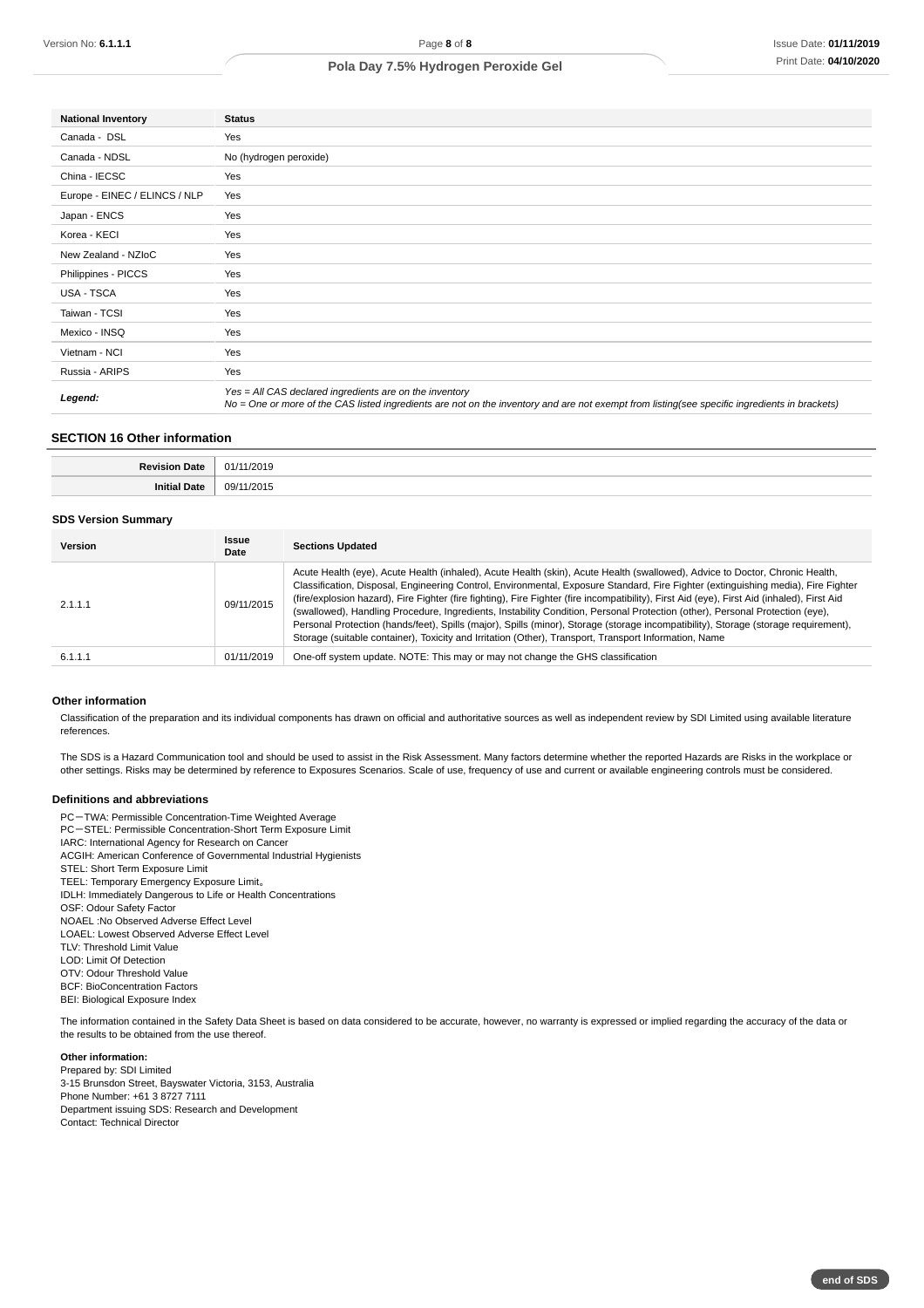| National Inventory | Status |
| --- | --- |
| Canada - DSL | Yes |
| Canada - NDSL | No (hydrogen peroxide) |
| China - IECSC | Yes |
| Europe - EINEC / ELINCS / NLP | Yes |
| Japan - ENCS | Yes |
| Korea - KECI | Yes |
| New Zealand - NZIoC | Yes |
| Philippines - PICCS | Yes |
| USA - TSCA | Yes |
| Taiwan - TCSI | Yes |
| Mexico - INSQ | Yes |
| Vietnam - NCI | Yes |
| Russia - ARIPS | Yes |
| *Legend:* | *Yes = All CAS declared ingredients are on the inventory*<br>*No = One or more of the CAS listed ingredients are not on the inventory and are not exempt from listing(see specific ingredients in brackets)* |

## SECTION 16 Other information

| | |
| --- | --- |
| **Revision Date** | 01/11/2019 |
| **Initial Date** | 09/11/2015 |

### SDS Version Summary

| Version | Issue Date | Sections Updated |
| --- | --- | --- |
| 2.1.1.1 | 09/11/2015 | Acute Health (eye), Acute Health (inhaled), Acute Health (skin), Acute Health (swallowed), Advice to Doctor, Chronic Health, Classification, Disposal, Engineering Control, Environmental, Exposure Standard, Fire Fighter (extinguishing media), Fire Fighter (fire/explosion hazard), Fire Fighter (fire fighting), Fire Fighter (fire incompatibility), First Aid (eye), First Aid (inhaled), First Aid (swallowed), Handling Procedure, Ingredients, Instability Condition, Personal Protection (other), Personal Protection (eye), Personal Protection (hands/feet), Spills (major), Spills (minor), Storage (storage incompatibility), Storage (storage requirement), Storage (suitable container), Toxicity and Irritation (Other), Transport, Transport Information, Name |
| 6.1.1.1 | 01/11/2019 | One-off system update. NOTE: This may or may not change the GHS classification |

### Other information

Classification of the preparation and its individual components has drawn on official and authoritative sources as well as independent review by SDI Limited using available literature references.

The SDS is a Hazard Communication tool and should be used to assist in the Risk Assessment. Many factors determine whether the reported Hazards are Risks in the workplace or other settings. Risks may be determined by reference to Exposures Scenarios. Scale of use, frequency of use and current or available engineering controls must be considered.

### Definitions and abbreviations

PC－TWA: Permissible Concentration-Time Weighted Average
PC－STEL: Permissible Concentration-Short Term Exposure Limit
IARC: International Agency for Research on Cancer
ACGIH: American Conference of Governmental Industrial Hygienists
STEL: Short Term Exposure Limit
TEEL: Temporary Emergency Exposure Limit。
IDLH: Immediately Dangerous to Life or Health Concentrations
OSF: Odour Safety Factor
NOAEL :No Observed Adverse Effect Level
LOAEL: Lowest Observed Adverse Effect Level
TLV: Threshold Limit Value
LOD: Limit Of Detection
OTV: Odour Threshold Value
BCF: BioConcentration Factors
BEI: Biological Exposure Index

The information contained in the Safety Data Sheet is based on data considered to be accurate, however, no warranty is expressed or implied regarding the accuracy of the data or the results to be obtained from the use thereof.

**Other information:**
Prepared by: SDI Limited
3-15 Brunsdon Street, Bayswater Victoria, 3153, Australia
Phone Number: +61 3 8727 7111
Department issuing SDS: Research and Development
Contact: Technical Director

**end of SDS**